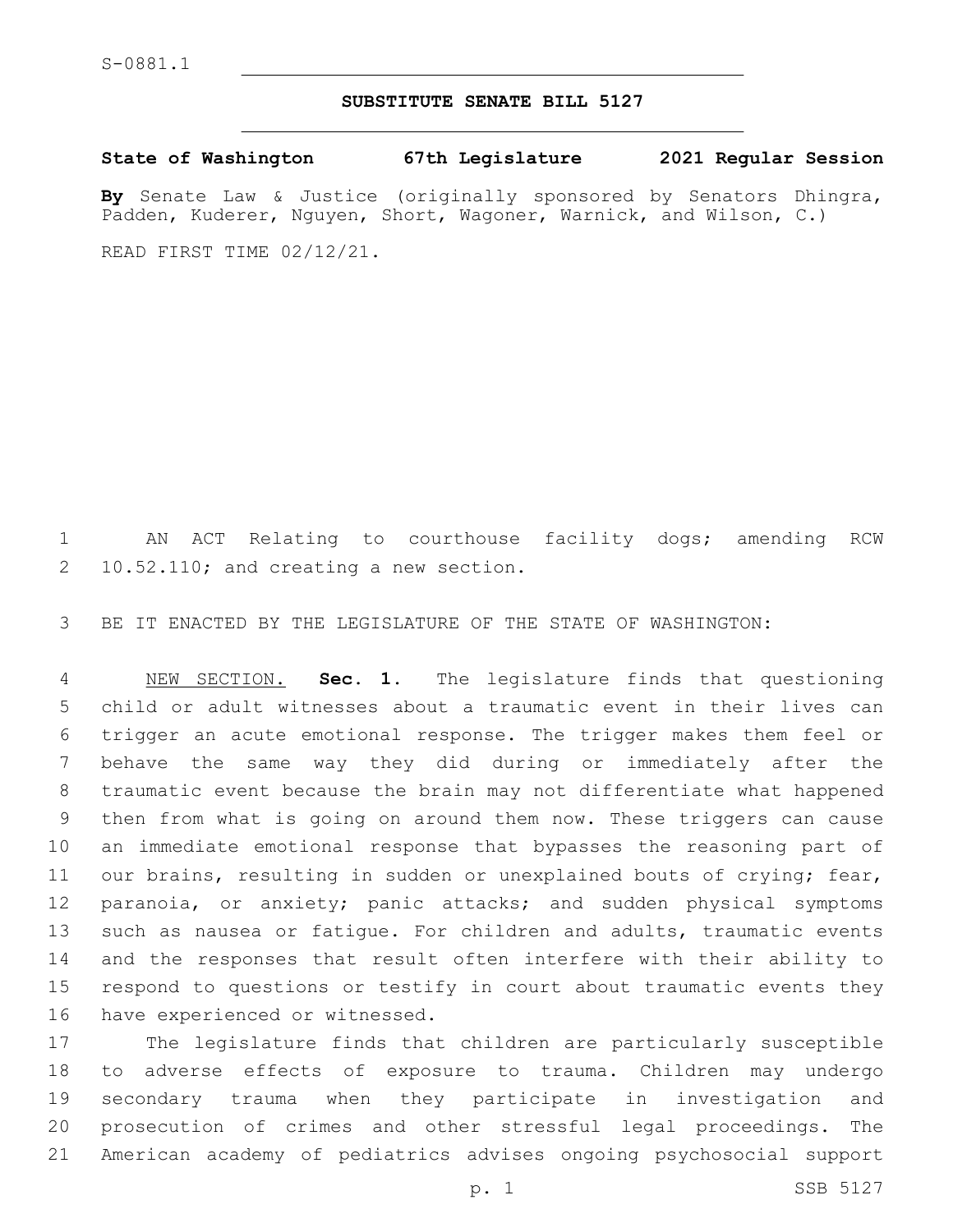S-0881.1

**SUBSTITUTE SENATE BILL 5127**

**State of Washington 67th Legislature 2021 Regular Session**

**By** Senate Law & Justice (originally sponsored by Senators Dhingra, Padden, Kuderer, Nguyen, Short, Wagoner, Warnick, and Wilson, C.)

READ FIRST TIME 02/12/21.

AN ACT Relating to courthouse facility dogs; amending RCW 10.52.110; and creating a new section.

BE IT ENACTED BY THE LEGISLATURE OF THE STATE OF WASHINGTON:

NEW SECTION. **Sec. 1.** The legislature finds that questioning child or adult witnesses about a traumatic event in their lives can trigger an acute emotional response. The trigger makes them feel or behave the same way they did during or immediately after the traumatic event because the brain may not differentiate what happened then from what is going on around them now. These triggers can cause an immediate emotional response that bypasses the reasoning part of our brains, resulting in sudden or unexplained bouts of crying; fear, paranoia, or anxiety; panic attacks; and sudden physical symptoms such as nausea or fatigue. For children and adults, traumatic events and the responses that result often interfere with their ability to respond to questions or testify in court about traumatic events they have experienced or witnessed.

The legislature finds that children are particularly susceptible to adverse effects of exposure to trauma. Children may undergo secondary trauma when they participate in investigation and prosecution of crimes and other stressful legal proceedings. The American academy of pediatrics advises ongoing psychosocial support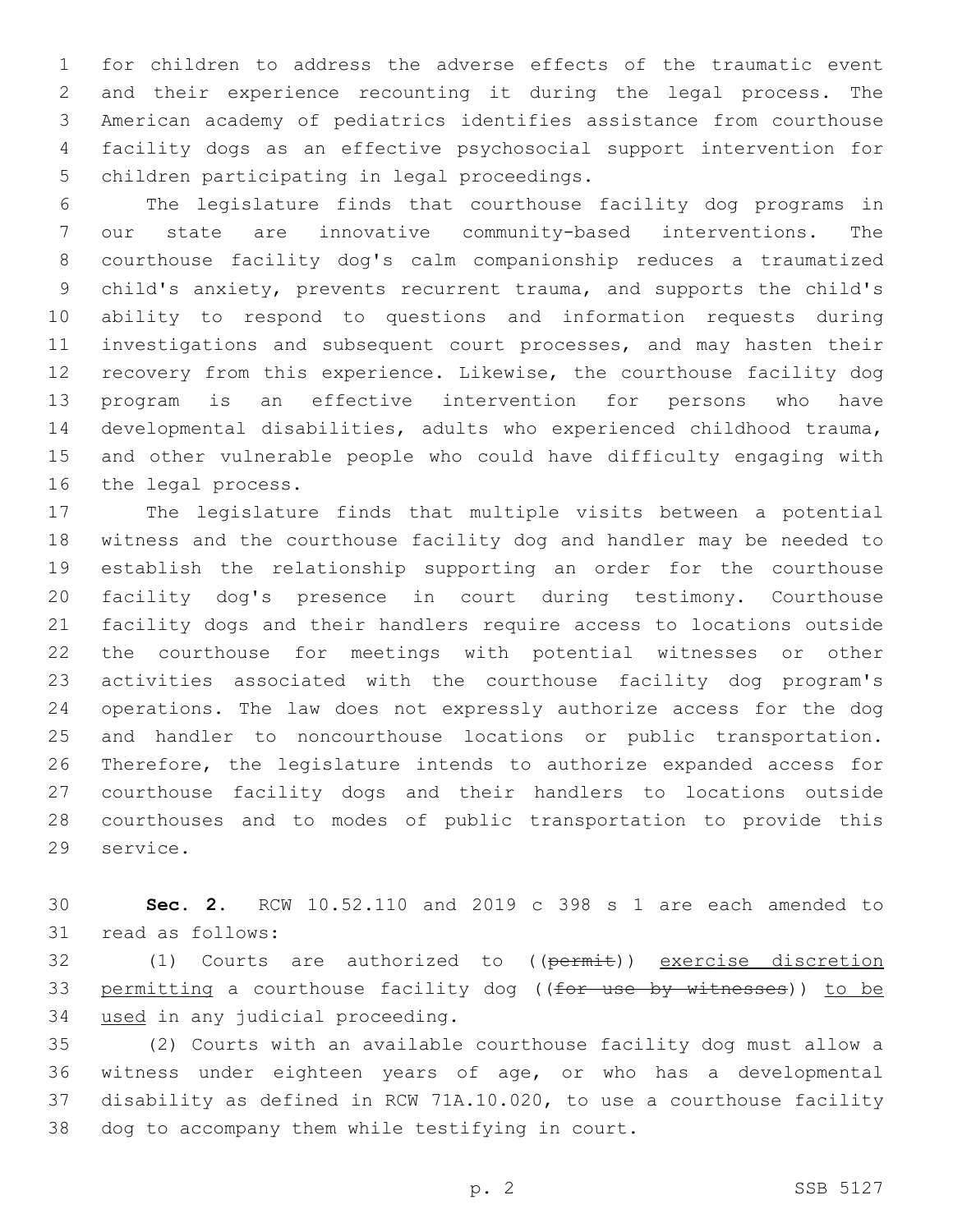for children to address the adverse effects of the traumatic event and their experience recounting it during the legal process. The American academy of pediatrics identifies assistance from courthouse facility dogs as an effective psychosocial support intervention for children participating in legal proceedings.

The legislature finds that courthouse facility dog programs in our state are innovative community-based interventions. The courthouse facility dog's calm companionship reduces a traumatized child's anxiety, prevents recurrent trauma, and supports the child's ability to respond to questions and information requests during investigations and subsequent court processes, and may hasten their recovery from this experience. Likewise, the courthouse facility dog program is an effective intervention for persons who have developmental disabilities, adults who experienced childhood trauma, and other vulnerable people who could have difficulty engaging with the legal process.

The legislature finds that multiple visits between a potential witness and the courthouse facility dog and handler may be needed to establish the relationship supporting an order for the courthouse facility dog's presence in court during testimony. Courthouse facility dogs and their handlers require access to locations outside the courthouse for meetings with potential witnesses or other activities associated with the courthouse facility dog program's operations. The law does not expressly authorize access for the dog and handler to noncourthouse locations or public transportation. Therefore, the legislature intends to authorize expanded access for courthouse facility dogs and their handlers to locations outside courthouses and to modes of public transportation to provide this service.

**Sec. 2.** RCW 10.52.110 and 2019 c 398 s 1 are each amended to read as follows:

(1) Courts are authorized to ((~~permit~~)) <u>exercise discretion permitting</u> a courthouse facility dog ((~~for use by witnesses~~)) <u>to be used</u> in any judicial proceeding.

(2) Courts with an available courthouse facility dog must allow a witness under eighteen years of age, or who has a developmental disability as defined in RCW 71A.10.020, to use a courthouse facility dog to accompany them while testifying in court.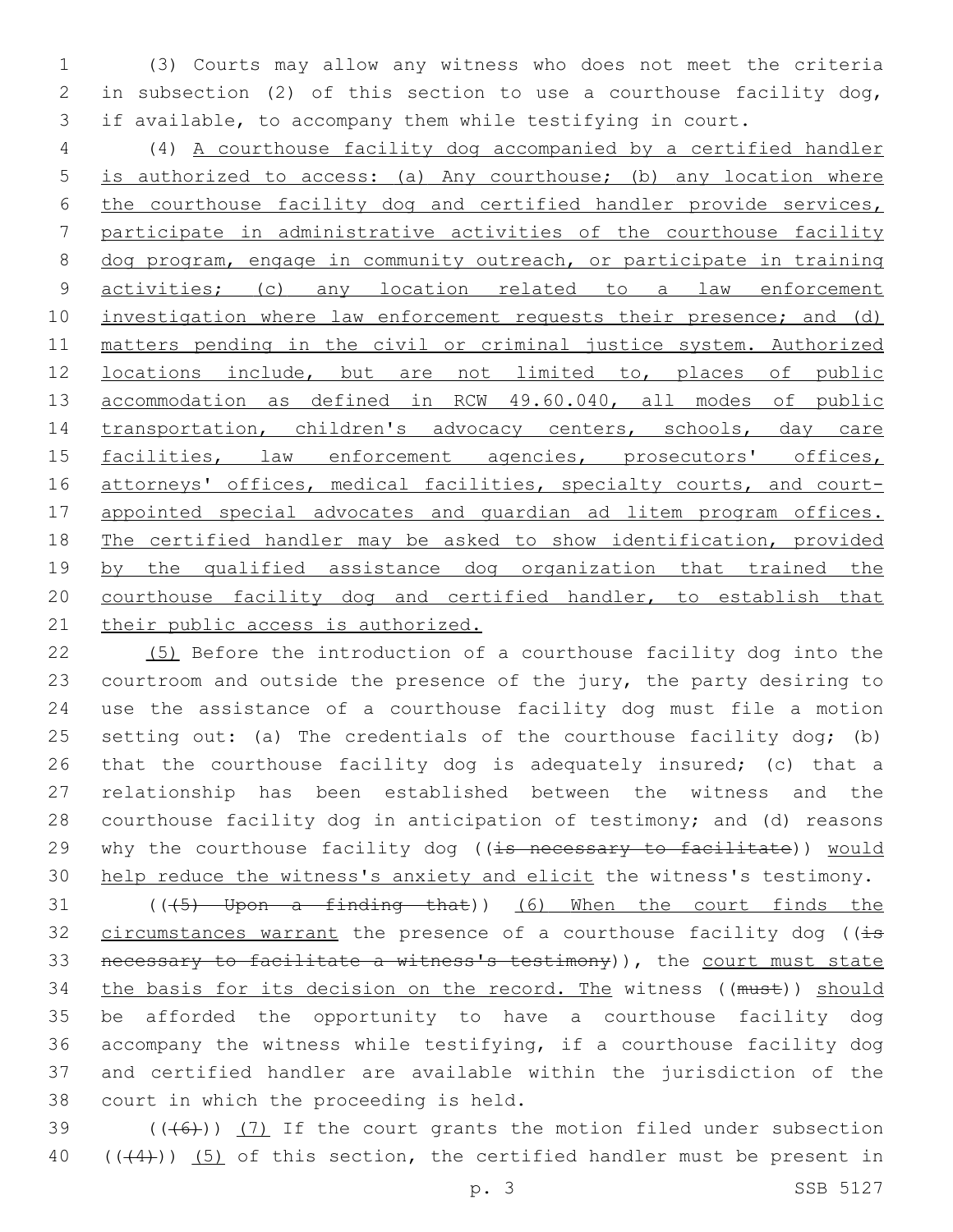(3) Courts may allow any witness who does not meet the criteria in subsection (2) of this section to use a courthouse facility dog, if available, to accompany them while testifying in court.

(4) <u>A courthouse facility dog accompanied by a certified handler is authorized to access: (a) Any courthouse; (b) any location where the courthouse facility dog and certified handler provide services, participate in administrative activities of the courthouse facility dog program, engage in community outreach, or participate in training activities; (c) any location related to a law enforcement investigation where law enforcement requests their presence; and (d) matters pending in the civil or criminal justice system. Authorized locations include, but are not limited to, places of public accommodation as defined in RCW 49.60.040, all modes of public transportation, children's advocacy centers, schools, day care facilities, law enforcement agencies, prosecutors' offices, attorneys' offices, medical facilities, specialty courts, and court-appointed special advocates and guardian ad litem program offices. The certified handler may be asked to show identification, provided by the qualified assistance dog organization that trained the courthouse facility dog and certified handler, to establish that their public access is authorized.</u>

<u>(5)</u> Before the introduction of a courthouse facility dog into the courtroom and outside the presence of the jury, the party desiring to use the assistance of a courthouse facility dog must file a motion setting out: (a) The credentials of the courthouse facility dog; (b) that the courthouse facility dog is adequately insured; (c) that a relationship has been established between the witness and the courthouse facility dog in anticipation of testimony; and (d) reasons why the courthouse facility dog ((~~is necessary to facilitate~~)) <u>would help reduce the witness's anxiety and elicit</u> the witness's testimony.

((~~(5) Upon a finding that~~)) <u>(6) When the court finds the circumstances warrant</u> the presence of a courthouse facility dog ((~~is necessary to facilitate a witness's testimony~~)), the <u>court must state the basis for its decision on the record. The</u> witness ((~~must~~)) <u>should</u> be afforded the opportunity to have a courthouse facility dog accompany the witness while testifying, if a courthouse facility dog and certified handler are available within the jurisdiction of the court in which the proceeding is held.

((~~(6)~~)) <u>(7)</u> If the court grants the motion filed under subsection ((~~(4)~~)) <u>(5)</u> of this section, the certified handler must be present in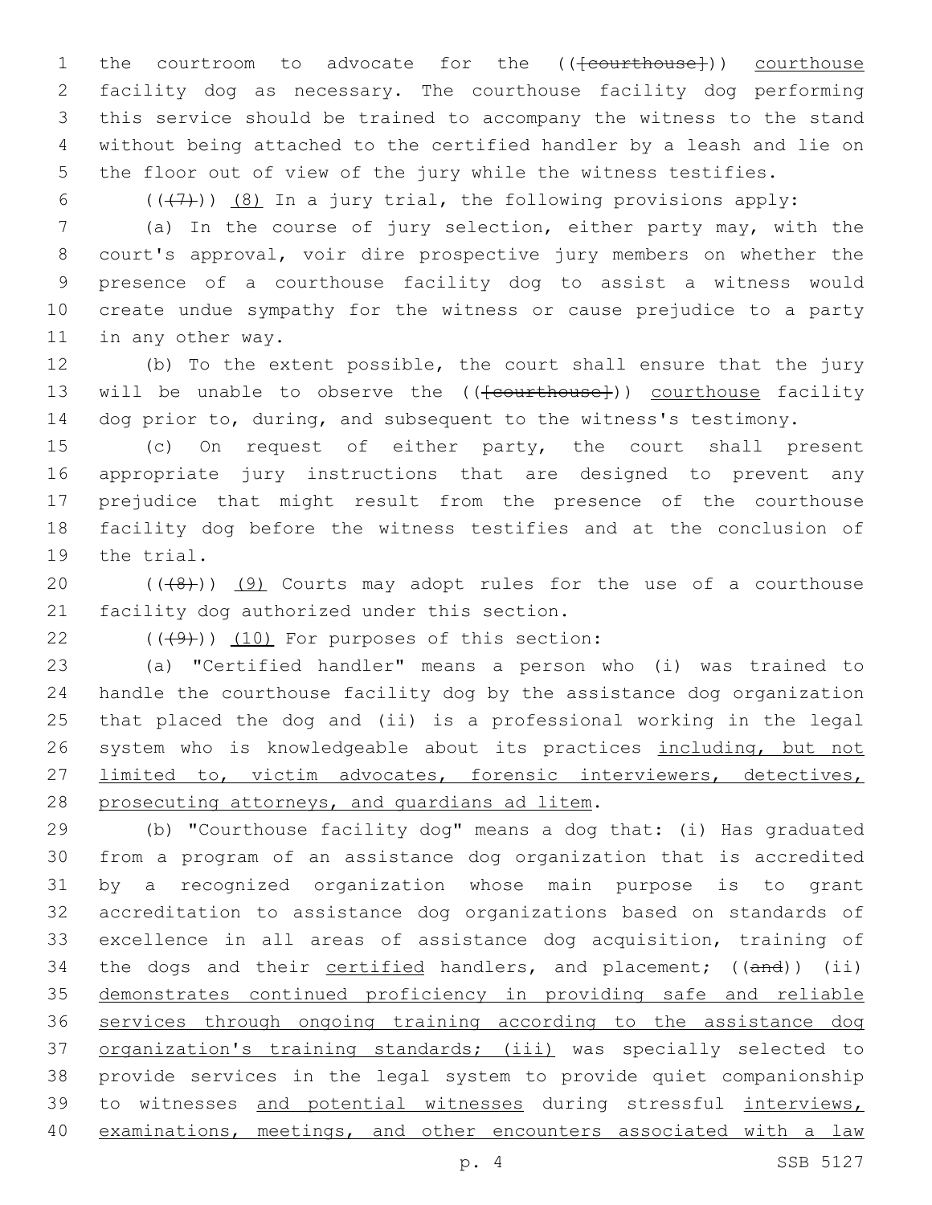the courtroom to advocate for the (([courthouse])) courthouse facility dog as necessary. The courthouse facility dog performing this service should be trained to accompany the witness to the stand without being attached to the certified handler by a leash and lie on the floor out of view of the jury while the witness testifies.

(((7))) (8) In a jury trial, the following provisions apply:

(a) In the course of jury selection, either party may, with the court's approval, voir dire prospective jury members on whether the presence of a courthouse facility dog to assist a witness would create undue sympathy for the witness or cause prejudice to a party in any other way.

(b) To the extent possible, the court shall ensure that the jury will be unable to observe the (([courthouse])) courthouse facility dog prior to, during, and subsequent to the witness's testimony.

(c) On request of either party, the court shall present appropriate jury instructions that are designed to prevent any prejudice that might result from the presence of the courthouse facility dog before the witness testifies and at the conclusion of the trial.

(((8))) (9) Courts may adopt rules for the use of a courthouse facility dog authorized under this section.

(((9))) (10) For purposes of this section:

(a) "Certified handler" means a person who (i) was trained to handle the courthouse facility dog by the assistance dog organization that placed the dog and (ii) is a professional working in the legal system who is knowledgeable about its practices including, but not limited to, victim advocates, forensic interviewers, detectives, prosecuting attorneys, and guardians ad litem.

(b) "Courthouse facility dog" means a dog that: (i) Has graduated from a program of an assistance dog organization that is accredited by a recognized organization whose main purpose is to grant accreditation to assistance dog organizations based on standards of excellence in all areas of assistance dog acquisition, training of the dogs and their certified handlers, and placement; ((and)) (ii) demonstrates continued proficiency in providing safe and reliable services through ongoing training according to the assistance dog organization's training standards; (iii) was specially selected to provide services in the legal system to provide quiet companionship to witnesses and potential witnesses during stressful interviews, examinations, meetings, and other encounters associated with a law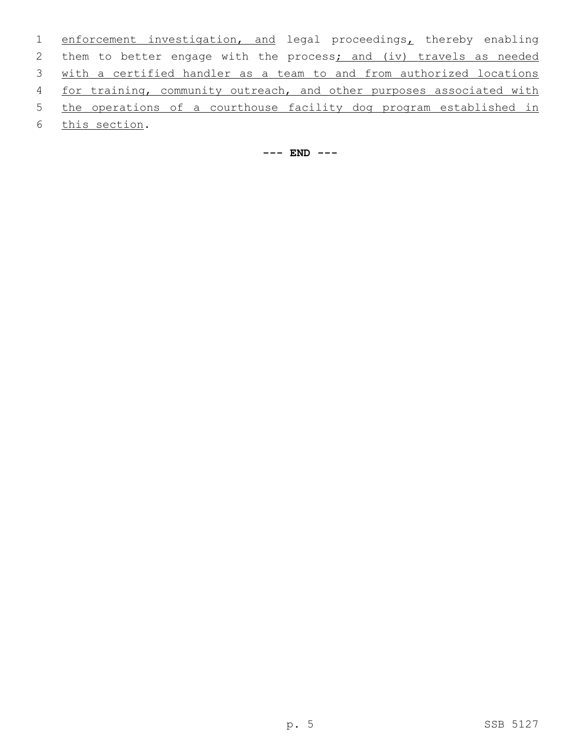enforcement investigation, and legal proceedings, thereby enabling them to better engage with the process; and (iv) travels as needed with a certified handler as a team to and from authorized locations for training, community outreach, and other purposes associated with the operations of a courthouse facility dog program established in this section.

**--- END ---**